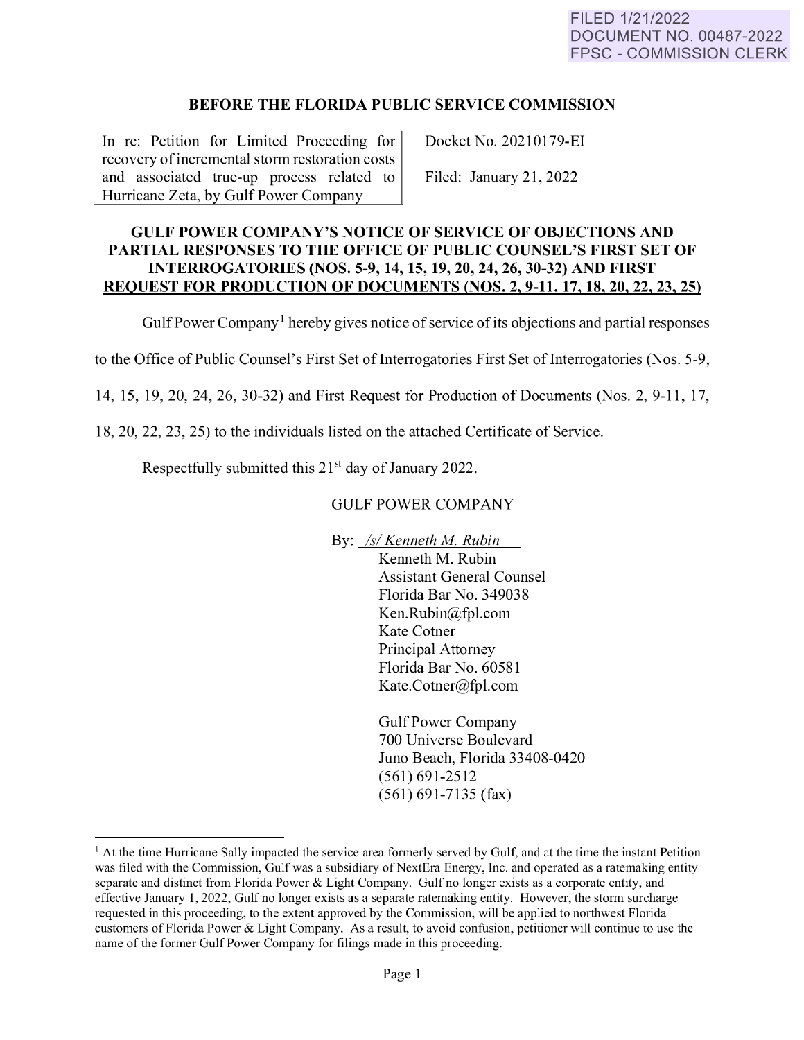FILED 1/21/2022
DOCUMENT NO. 00487-2022
FPSC - COMMISSION CLERK

## BEFORE THE FLORIDA PUBLIC SERVICE COMMISSION

| In re: Petition for Limited Proceeding for recovery of incremental storm restoration costs and associated true-up process related to Hurricane Zeta, by Gulf Power Company | Docket No. 20210179-EI<br><br>Filed: January 21, 2022 |
|---|---|

## GULF POWER COMPANY'S NOTICE OF SERVICE OF OBJECTIONS AND PARTIAL RESPONSES TO THE OFFICE OF PUBLIC COUNSEL'S FIRST SET OF INTERROGATORIES (NOS. 5-9, 14, 15, 19, 20, 24, 26, 30-32) AND FIRST REQUEST FOR PRODUCTION OF DOCUMENTS (NOS. 2, 9-11, 17, 18, 20, 22, 23, 25)

Gulf Power Company[1] hereby gives notice of service of its objections and partial responses to the Office of Public Counsel's First Set of Interrogatories First Set of Interrogatories (Nos. 5-9, 14, 15, 19, 20, 24, 26, 30-32) and First Request for Production of Documents (Nos. 2, 9-11, 17, 18, 20, 22, 23, 25) to the individuals listed on the attached Certificate of Service.

Respectfully submitted this 21st day of January 2022.

GULF POWER COMPANY

By: */s/ Kenneth M. Rubin*
Kenneth M. Rubin
Assistant General Counsel
Florida Bar No. 349038
Ken.Rubin@fpl.com
Kate Cotner
Principal Attorney
Florida Bar No. 60581
Kate.Cotner@fpl.com

Gulf Power Company
700 Universe Boulevard
Juno Beach, Florida 33408-0420
(561) 691-2512
(561) 691-7135 (fax)

---

[1] At the time Hurricane Sally impacted the service area formerly served by Gulf, and at the time the instant Petition was filed with the Commission, Gulf was a subsidiary of NextEra Energy, Inc. and operated as a ratemaking entity separate and distinct from Florida Power & Light Company. Gulf no longer exists as a corporate entity, and effective January 1, 2022, Gulf no longer exists as a separate ratemaking entity. However, the storm surcharge requested in this proceeding, to the extent approved by the Commission, will be applied to northwest Florida customers of Florida Power & Light Company. As a result, to avoid confusion, petitioner will continue to use the name of the former Gulf Power Company for filings made in this proceeding.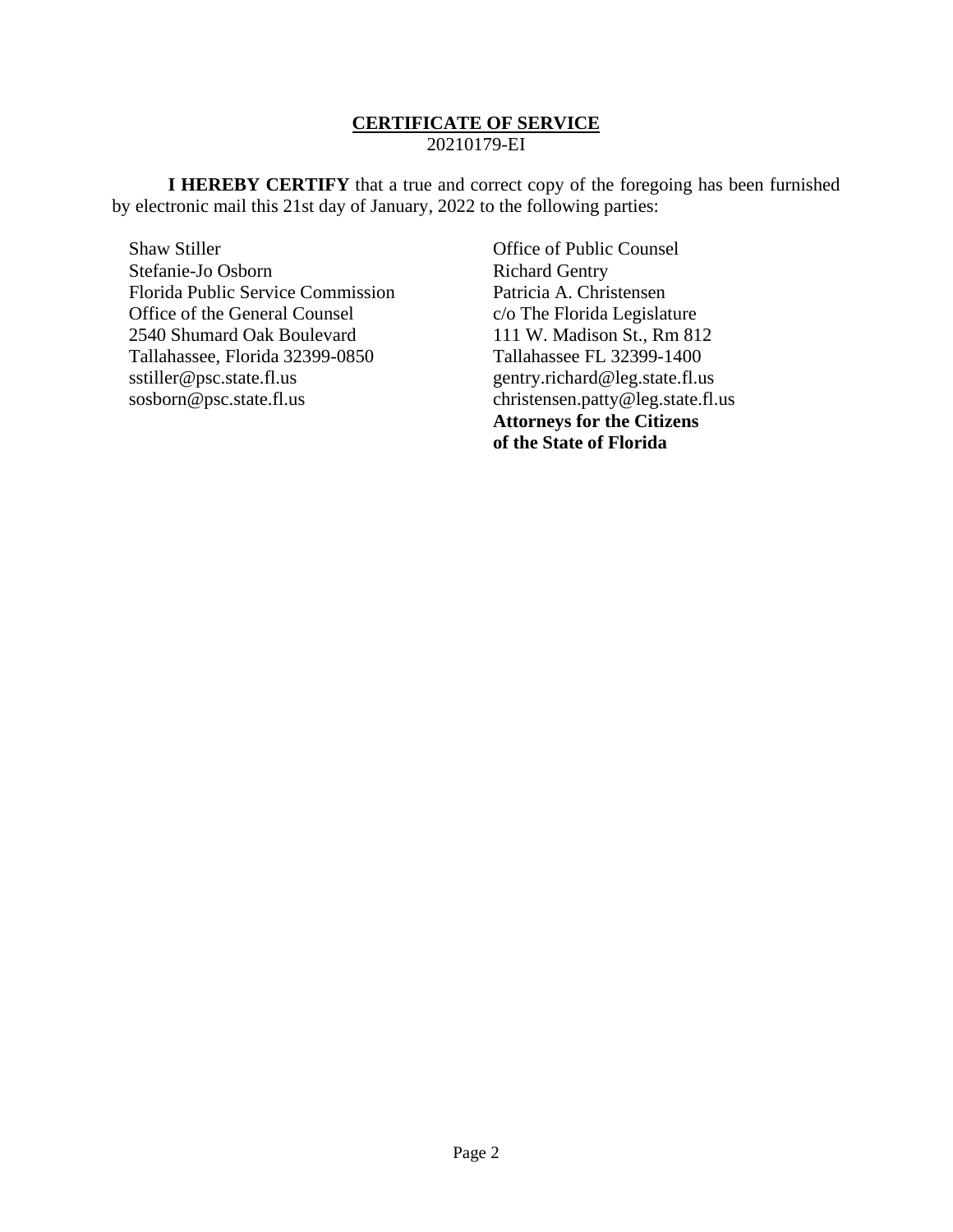**CERTIFICATE OF SERVICE**

20210179-EI

**I HEREBY CERTIFY** that a true and correct copy of the foregoing has been furnished by electronic mail this 21st day of January, 2022 to the following parties:

Shaw Stiller
Stefanie-Jo Osborn
Florida Public Service Commission
Office of the General Counsel
2540 Shumard Oak Boulevard
Tallahassee, Florida 32399-0850
sstiller@psc.state.fl.us
sosborn@psc.state.fl.us

Office of Public Counsel
Richard Gentry
Patricia A. Christensen
c/o The Florida Legislature
111 W. Madison St., Rm 812
Tallahassee FL 32399-1400
gentry.richard@leg.state.fl.us
christensen.patty@leg.state.fl.us
**Attorneys for the Citizens of the State of Florida**